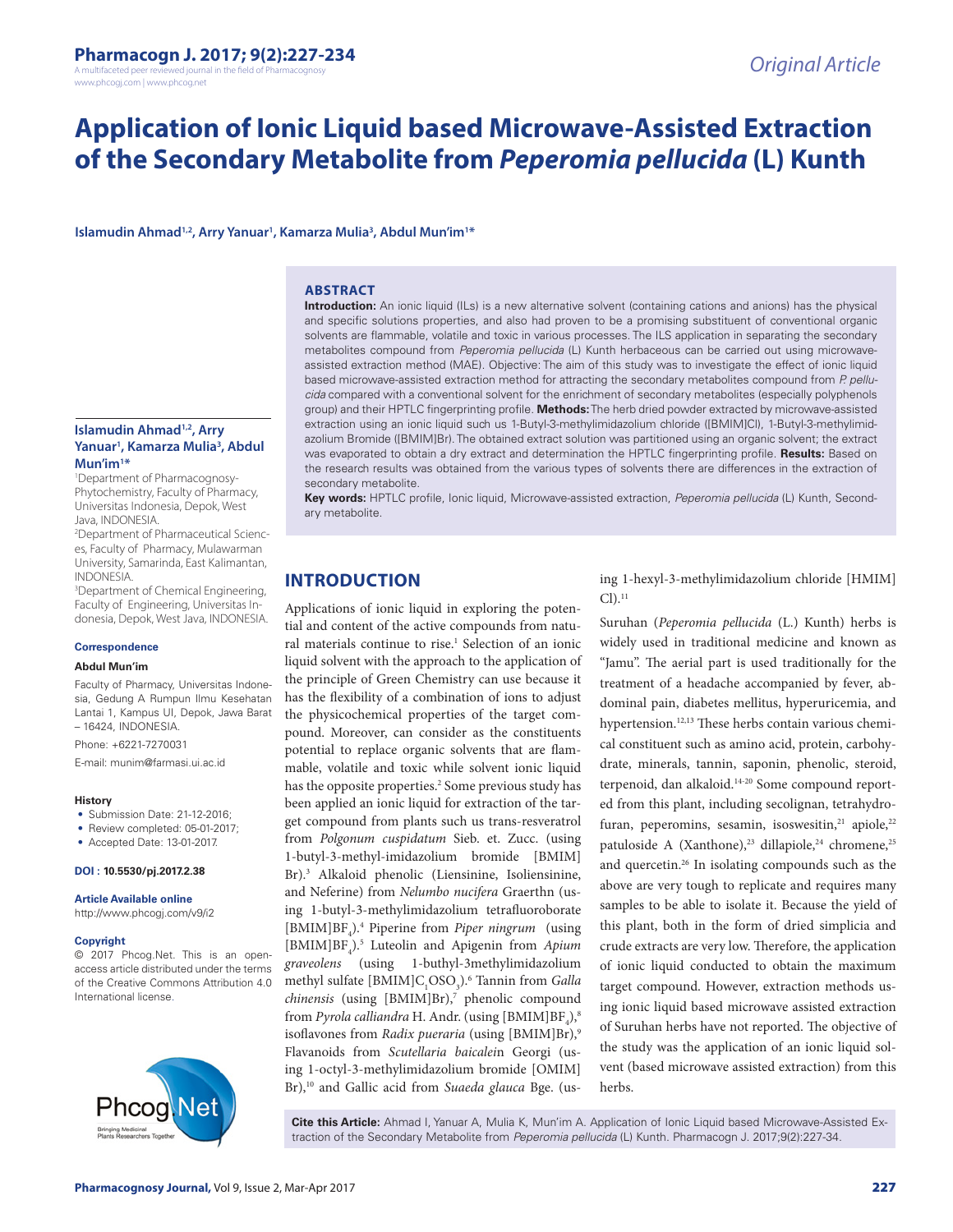Original Article

# Application of Ionic Liquid based Microwave-Assisted Extraction of the Secondary Metabolite from *Peperomia pellucida* (L) Kunth

**Islamudin Ahmad[1,2], Arry Yanuar[1], Kamarza Mulia[3], Abdul Mun'im[1*]**

## ABSTRACT

**Introduction:** An ionic liquid (ILs) is a new alternative solvent (containing cations and anions) has the physical and specific solutions properties, and also had proven to be a promising substituent of conventional organic solvents are flammable, volatile and toxic in various processes. The ILS application in separating the secondary metabolites compound from *Peperomia pellucida* (L) Kunth herbaceous can be carried out using microwave-assisted extraction method (MAE). Objective: The aim of this study was to investigate the effect of ionic liquid based microwave-assisted extraction method for attracting the secondary metabolites compound from *P. pellucida* compared with a conventional solvent for the enrichment of secondary metabolites (especially polyphenols group) and their HPTLC fingerprinting profile. **Methods:** The herb dried powder extracted by microwave-assisted extraction using an ionic liquid such us 1-Butyl-3-methylimidazolium chloride ([BMIM]Cl), 1-Butyl-3-methylimidazolium Bromide ([BMIM]Br). The obtained extract solution was partitioned using an organic solvent; the extract was evaporated to obtain a dry extract and determination the HPTLC fingerprinting profile. **Results:** Based on the research results was obtained from the various types of solvents there are differences in the extraction of secondary metabolite.

**Key words:** HPTLC profile, Ionic liquid, Microwave-assisted extraction, *Peperomia pellucida* (L) Kunth, Secondary metabolite.

**Islamudin Ahmad[1,2], Arry Yanuar[1], Kamarza Mulia[3], Abdul Mun'im[1*]**

[1]Department of Pharmacognosy-Phytochemistry, Faculty of Pharmacy, Universitas Indonesia, Depok, West Java, INDONESIA.
[2]Department of Pharmaceutical Sciences, Faculty of Pharmacy, Mulawarman University, Samarinda, East Kalimantan, INDONESIA.
[3]Department of Chemical Engineering, Faculty of Engineering, Universitas Indonesia, Depok, West Java, INDONESIA.

**Correspondence**

**Abdul Mun'im**

Faculty of Pharmacy, Universitas Indonesia, Gedung A Rumpun Ilmu Kesehatan Lantai 1, Kampus UI, Depok, Jawa Barat – 16424, INDONESIA.

Phone: +6221-7270031

E-mail: munim@farmasi.ui.ac.id

**History**

- Submission Date: 21-12-2016;
- Review completed: 05-01-2017;
- Accepted Date: 13-01-2017.

**DOI : 10.5530/pj.2017.2.38**

**Article Available online**

http://www.phcogj.com/v9/i2

**Copyright**

© 2017 Phcog.Net. This is an open-access article distributed under the terms of the Creative Commons Attribution 4.0 International license.

## INTRODUCTION

Applications of ionic liquid in exploring the potential and content of the active compounds from natural materials continue to rise.[1] Selection of an ionic liquid solvent with the approach to the application of the principle of Green Chemistry can use because it has the flexibility of a combination of ions to adjust the physicochemical properties of the target compound. Moreover, can consider as the constituents potential to replace organic solvents that are flammable, volatile and toxic while solvent ionic liquid has the opposite properties.[2] Some previous study has been applied an ionic liquid for extraction of the target compound from plants such us trans-resveratrol from *Polgonum cuspidatum* Sieb. et. Zucc. (using 1-butyl-3-methyl-imidazolium bromide [BMIM] Br).[3] Alkaloid phenolic (Liensinine, Isoliensinine, and Neferine) from *Nelumbo nucifera* Graerthn (using 1-butyl-3-methylimidazolium tetrafluoroborate $[BMIM]BF_4$).[4] Piperine from *Piper ningrum* (using $[BMIM]BF_4$).[5] Luteolin and Apigenin from *Apium graveolens* (using 1-buthyl-3methylimidazolium methyl sulfate $[BMIM]C_1OSO_3$).[6] Tannin from *Galla chinensis* (using [BMIM]Br),[7] phenolic compound from *Pyrola calliandra* H. Andr. (using $[BMIM]BF_4$),[8] isoflavones from *Radix pueraria* (using [BMIM]Br),[9] Flavanoids from *Scutellaria baicalei*n Georgi (using 1-octyl-3-methylimidazolium bromide [OMIM] Br),[10] and Gallic acid from *Suaeda glauca* Bge. (using 1-hexyl-3-methylimidazolium chloride [HMIM] Cl).[11]

Suruhan (*Peperomia pellucida* (L.) Kunth) herbs is widely used in traditional medicine and known as "Jamu". The aerial part is used traditionally for the treatment of a headache accompanied by fever, abdominal pain, diabetes mellitus, hyperuricemia, and hypertension.[12,13] These herbs contain various chemical constituent such as amino acid, protein, carbohydrate, minerals, tannin, saponin, phenolic, steroid, terpenoid, dan alkaloid.[14-20] Some compound reported from this plant, including secolignan, tetrahydrofuran, peperomins, sesamin, isoswesitin,[21] apiole,[22] patuloside A (Xanthone),[23] dillapiole,[24] chromene,[25] and quercetin.[26] In isolating compounds such as the above are very tough to replicate and requires many samples to be able to isolate it. Because the yield of this plant, both in the form of dried simplicia and crude extracts are very low. Therefore, the application of ionic liquid conducted to obtain the maximum target compound. However, extraction methods using ionic liquid based microwave assisted extraction of Suruhan herbs have not reported. The objective of the study was the application of an ionic liquid solvent (based microwave assisted extraction) from this herbs.

**Cite this Article:** Ahmad I, Yanuar A, Mulia K, Mun'im A. Application of Ionic Liquid based Microwave-Assisted Extraction of the Secondary Metabolite from *Peperomia pellucida* (L) Kunth. Pharmacogn J. 2017;9(2):227-34.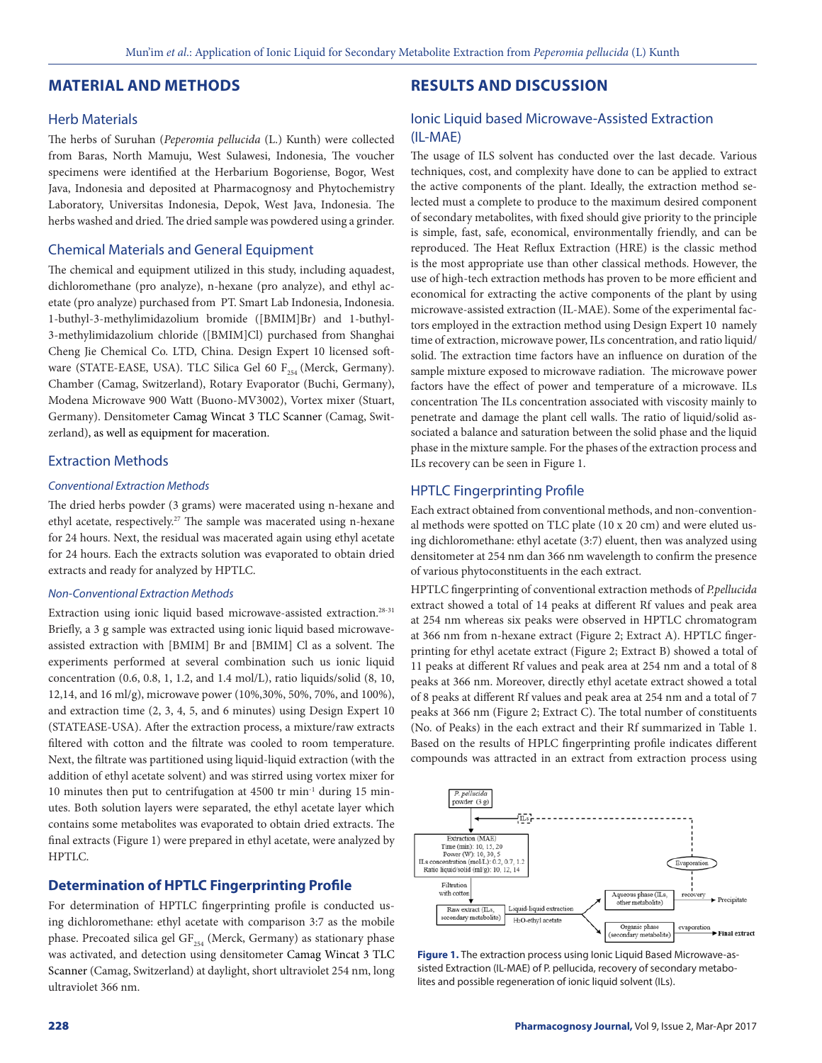## MATERIAL AND METHODS

### Herb Materials

The herbs of Suruhan (*Peperomia pellucida* (L.) Kunth) were collected from Baras, North Mamuju, West Sulawesi, Indonesia, The voucher specimens were identified at the Herbarium Bogoriense, Bogor, West Java, Indonesia and deposited at Pharmacognosy and Phytochemistry Laboratory, Universitas Indonesia, Depok, West Java, Indonesia. The herbs washed and dried. The dried sample was powdered using a grinder.

### Chemical Materials and General Equipment

The chemical and equipment utilized in this study, including aquadest, dichloromethane (pro analyze), n-hexane (pro analyze), and ethyl acetate (pro analyze) purchased from PT. Smart Lab Indonesia, Indonesia. 1-buthyl-3-methylimidazolium bromide ([BMIM]Br) and 1-buthyl-3-methylimidazolium chloride ([BMIM]Cl) purchased from Shanghai Cheng Jie Chemical Co. LTD, China. Design Expert 10 licensed software (STATE-EASE, USA). TLC Silica Gel 60 $F_{254}$ (Merck, Germany). Chamber (Camag, Switzerland), Rotary Evaporator (Buchi, Germany), Modena Microwave 900 Watt (Buono-MV3002), Vortex mixer (Stuart, Germany). Densitometer Camag Wincat 3 TLC Scanner (Camag, Switzerland), as well as equipment for maceration.

### Extraction Methods

#### *Conventional Extraction Methods*

The dried herbs powder (3 grams) were macerated using n-hexane and ethyl acetate, respectively.[27] The sample was macerated using n-hexane for 24 hours. Next, the residual was macerated again using ethyl acetate for 24 hours. Each the extracts solution was evaporated to obtain dried extracts and ready for analyzed by HPTLC.

#### *Non-Conventional Extraction Methods*

Extraction using ionic liquid based microwave-assisted extraction.[28-31] Briefly, a 3 g sample was extracted using ionic liquid based microwave-assisted extraction with [BMIM] Br and [BMIM] Cl as a solvent. The experiments performed at several combination such us ionic liquid concentration (0.6, 0.8, 1, 1.2, and 1.4 mol/L), ratio liquids/solid (8, 10, 12,14, and 16 ml/g), microwave power (10%,30%, 50%, 70%, and 100%), and extraction time (2, 3, 4, 5, and 6 minutes) using Design Expert 10 (STATEASE-USA). After the extraction process, a mixture/raw extracts filtered with cotton and the filtrate was cooled to room temperature. Next, the filtrate was partitioned using liquid-liquid extraction (with the addition of ethyl acetate solvent) and was stirred using vortex mixer for 10 minutes then put to centrifugation at 4500 tr $min^{-1}$ during 15 minutes. Both solution layers were separated, the ethyl acetate layer which contains some metabolites was evaporated to obtain dried extracts. The final extracts (Figure 1) were prepared in ethyl acetate, were analyzed by HPTLC.

### Determination of HPTLC Fingerprinting Profile

For determination of HPTLC fingerprinting profile is conducted using dichloromethane: ethyl acetate with comparison 3:7 as the mobile phase. Precoated silica gel $GF_{254}$ (Merck, Germany) as stationary phase was activated, and detection using densitometer Camag Wincat 3 TLC Scanner (Camag, Switzerland) at daylight, short ultraviolet 254 nm, long ultraviolet 366 nm.

## RESULTS AND DISCUSSION

### Ionic Liquid based Microwave-Assisted Extraction (IL-MAE)

The usage of ILS solvent has conducted over the last decade. Various techniques, cost, and complexity have done to can be applied to extract the active components of the plant. Ideally, the extraction method selected must a complete to produce to the maximum desired component of secondary metabolites, with fixed should give priority to the principle is simple, fast, safe, economical, environmentally friendly, and can be reproduced. The Heat Reflux Extraction (HRE) is the classic method is the most appropriate use than other classical methods. However, the use of high-tech extraction methods has proven to be more efficient and economical for extracting the active components of the plant by using microwave-assisted extraction (IL-MAE). Some of the experimental factors employed in the extraction method using Design Expert 10 namely time of extraction, microwave power, ILs concentration, and ratio liquid/solid. The extraction time factors have an influence on duration of the sample mixture exposed to microwave radiation. The microwave power factors have the effect of power and temperature of a microwave. ILs concentration The ILs concentration associated with viscosity mainly to penetrate and damage the plant cell walls. The ratio of liquid/solid associated a balance and saturation between the solid phase and the liquid phase in the mixture sample. For the phases of the extraction process and ILs recovery can be seen in Figure 1.

### HPTLC Fingerprinting Profile

Each extract obtained from conventional methods, and non-conventional methods were spotted on TLC plate (10 x 20 cm) and were eluted using dichloromethane: ethyl acetate (3:7) eluent, then was analyzed using densitometer at 254 nm dan 366 nm wavelength to confirm the presence of various phytoconstituents in the each extract.

HPTLC fingerprinting of conventional extraction methods of *P.pellucida* extract showed a total of 14 peaks at different Rf values and peak area at 254 nm whereas six peaks were observed in HPTLC chromatogram at 366 nm from n-hexane extract (Figure 2; Extract A). HPTLC fingerprinting for ethyl acetate extract (Figure 2; Extract B) showed a total of 11 peaks at different Rf values and peak area at 254 nm and a total of 8 peaks at 366 nm. Moreover, directly ethyl acetate extract showed a total of 8 peaks at different Rf values and peak area at 254 nm and a total of 7 peaks at 366 nm (Figure 2; Extract C). The total number of constituents (No. of Peaks) in the each extract and their Rf summarized in Table 1. Based on the results of HPLC fingerprinting profile indicates different compounds was attracted in an extract from extraction process using

*P. pellucida* powder (3 g) → Extraction (MAE): Time (min): 10, 15, 20; Power (W): 10, 30, 5; ILs concentration (mol/L): 0.2, 0.7, 1.2; Ratio liquid/solid (ml/g): 10, 12, 14 → Filtration with cotton → Raw extract (ILs, secondary metabolite) → Liquid-liquid extraction ($H_2O$-ethyl acetate) → Aqueous phase (ILs, other metabolite) → recovery → Precipitate; Evaporation → ILs; Organic phase (secondary metabolite) → evaporation → Final extract

**Figure 1.** The extraction process using Ionic Liquid Based Microwave-assisted Extraction (IL-MAE) of P. pellucida, recovery of secondary metabolites and possible regeneration of ionic liquid solvent (ILs).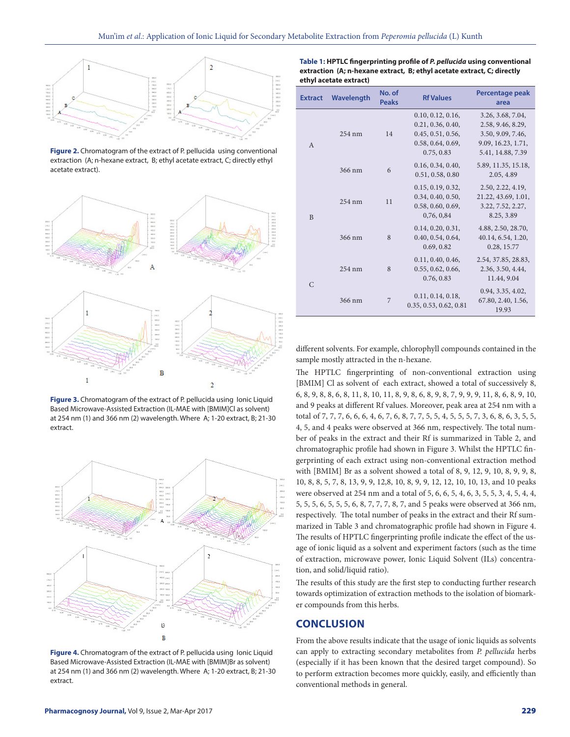Figure 2. Chromatogram of the extract of P. pellucida using conventional extraction (A; n-hexane extract, B; ethyl acetate extract, C; directly ethyl acetate extract).

Figure 3. Chromatogram of the extract of P. pellucida using Ionic Liquid Based Microwave-Assisted Extraction (IL-MAE with [BMIM]Cl as solvent) at 254 nm (1) and 366 nm (2) wavelength. Where A; 1-20 extract, B; 21-30 extract.

Figure 4. Chromatogram of the extract of P. pellucida using Ionic Liquid Based Microwave-Assisted Extraction (IL-MAE with [BMIM]Br as solvent) at 254 nm (1) and 366 nm (2) wavelength. Where A; 1-20 extract, B; 21-30 extract.

**Table 1: HPTLC fingerprinting profile of *P. pellucida* using conventional extraction (A; n-hexane extract, B; ethyl acetate extract, C; directly ethyl acetate extract)**

| Extract | Wavelength | No. of Peaks | Rf Values | Percentage peak area |
|---|---|---|---|---|
| A | 254 nm | 14 | 0.10, 0.12, 0.16, 0.21, 0.36, 0.40, 0.45, 0.51, 0.56, 0.58, 0.64, 0.69, 0.75, 0.83 | 3.26, 3.68, 7.04, 2.58, 9.46, 8.29, 3.50, 9.09, 7.46, 9.09, 16.23, 1.71, 5.41, 14.88, 7.39 |
| | 366 nm | 6 | 0.16, 0.34, 0.40, 0.51, 0.58, 0.80 | 5.89, 11.35, 15.18, 2.05, 4.89 |
| B | 254 nm | 11 | 0.15, 0.19, 0.32, 0.34, 0.40, 0.50, 0.58, 0.60, 0.69, 0,76, 0,84 | 2.50, 2.22, 4.19, 21.22, 43.69, 1.01, 3.22, 7.52, 2.27, 8.25, 3.89 |
| | 366 nm | 8 | 0.14, 0.20, 0.31, 0.40, 0.54, 0.64, 0.69, 0.82 | 4.88, 2.50, 28.70, 40.14, 6.54, 1.20, 0.28, 15.77 |
| C | 254 nm | 8 | 0.11, 0.40, 0.46, 0.55, 0.62, 0.66, 0.76, 0.83 | 2.54, 37.85, 28.83, 2.36, 3.50, 4.44, 11.44, 9.04 |
| | 366 nm | 7 | 0.11, 0.14, 0.18, 0.35, 0.53, 0.62, 0.81 | 0.94, 3.35, 4.02, 67.80, 2.40, 1.56, 19.93 |

different solvents. For example, chlorophyll compounds contained in the sample mostly attracted in the n-hexane.

The HPTLC fingerprinting of non-conventional extraction using [BMIM] Cl as solvent of each extract, showed a total of successively 8, 6, 8, 9, 8, 8, 6, 8, 11, 8, 10, 11, 8, 9, 8, 6, 8, 9, 8, 7, 9, 9, 9, 11, 8, 6, 8, 9, 10, and 9 peaks at different Rf values. Moreover, peak area at 254 nm with a total of 7, 7, 7, 6, 6, 4, 6, 7, 6, 8, 7, 7, 5, 5, 4, 5, 5, 5, 7, 3, 6, 8, 6, 3, 5, 5, 4, 5, and 4 peaks were observed at 366 nm, respectively. The total number of peaks in the extract and their Rf is summarized in Table 2, and chromatographic profile had shown in Figure 3. Whilst the HPTLC fingerprinting of each extract using non-conventional extraction method with [BMIM] Br as a solvent showed a total of 8, 9, 12, 9, 10, 8, 9, 9, 8, 10, 8, 8, 5, 7, 8, 13, 9, 9, 12,8, 10, 8, 9, 9, 12, 12, 10, 10, 13, and 10 peaks were observed at 254 nm and a total of 5, 6, 6, 5, 4, 6, 3, 5, 5, 3, 4, 5, 4, 4, 5, 5, 5, 6, 5, 5, 5, 6, 8, 7, 7, 7, 8, 7, and 5 peaks were observed at 366 nm, respectively. The total number of peaks in the extract and their Rf summarized in Table 3 and chromatographic profile had shown in Figure 4. The results of HPTLC fingerprinting profile indicate the effect of the usage of ionic liquid as a solvent and experiment factors (such as the time of extraction, microwave power, Ionic Liquid Solvent (ILs) concentration, and solid/liquid ratio).

The results of this study are the first step to conducting further research towards optimization of extraction methods to the isolation of biomarker compounds from this herbs.

## CONCLUSION

From the above results indicate that the usage of ionic liquids as solvents can apply to extracting secondary metabolites from *P. pellucida* herbs (especially if it has been known that the desired target compound). So to perform extraction becomes more quickly, easily, and efficiently than conventional methods in general.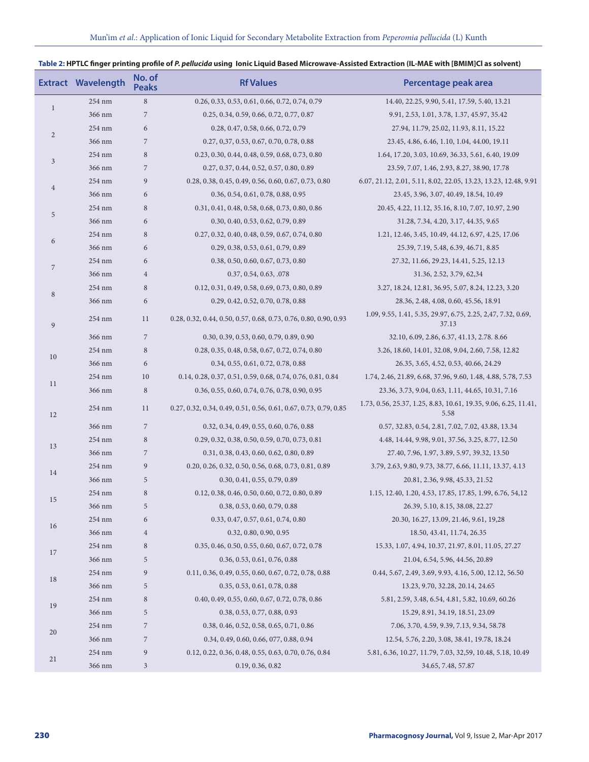**Table 2: HPTLC finger printing profile of *P. pellucida* using Ionic Liquid Based Microwave-Assisted Extraction (IL-MAE with [BMIM]Cl as solvent)**

| Extract | Wavelength | No. of Peaks | Rf Values | Percentage peak area |
|---|---|---|---|---|
| 1 | 254 nm | 8 | 0.26, 0.33, 0.53, 0.61, 0.66, 0.72, 0.74, 0.79 | 14.40, 22.25, 9.90, 5.41, 17.59, 5.40, 13.21 |
| | 366 nm | 7 | 0.25, 0.34, 0.59, 0.66, 0.72, 0.77, 0.87 | 9.91, 2.53, 1.01, 3.78, 1.37, 45.97, 35.42 |
| 2 | 254 nm | 6 | 0.28, 0.47, 0.58, 0.66, 0.72, 0.79 | 27.94, 11.79, 25.02, 11.93, 8.11, 15.22 |
| | 366 nm | 7 | 0.27, 0,37, 0.53, 0.67, 0.70, 0.78, 0.88 | 23.45, 4.86, 6.46, 1.10, 1.04, 44.00, 19.11 |
| 3 | 254 nm | 8 | 0.23, 0.30, 0.44, 0.48, 0.59, 0.68, 0.73, 0.80 | 1.64, 17.20, 3.03, 10.69, 36.33, 5.61, 6.40, 19.09 |
| | 366 nm | 7 | 0.27, 0.37, 0.44, 0.52, 0.57, 0.80, 0.89 | 23.59, 7.07, 1.46, 2.93, 8.27, 38.90, 17.78 |
| 4 | 254 nm | 9 | 0.28, 0.38, 0.45, 0.49, 0.56, 0.60, 0.67, 0.73, 0.80 | 6.07, 21.12, 2.01, 5.11, 8.02, 22.05, 13.23, 13.23, 12.48, 9.91 |
| | 366 nm | 6 | 0.36, 0.54, 0.61, 0.78, 0.88, 0.95 | 23.45, 3.96, 3.07, 40.49, 18.54, 10.49 |
| 5 | 254 nm | 8 | 0.31, 0.41, 0.48, 0.58, 0.68, 0.73, 0.80, 0.86 | 20.45, 4.22, 11.12, 35.16, 8.10, 7.07, 10.97, 2.90 |
| | 366 nm | 6 | 0.30, 0.40, 0.53, 0.62, 0.79, 0.89 | 31.28, 7.34, 4.20, 3.17, 44.35, 9.65 |
| 6 | 254 nm | 8 | 0.27, 0.32, 0.40, 0.48, 0.59, 0.67, 0.74, 0.80 | 1.21, 12.46, 3.45, 10.49, 44.12, 6.97, 4.25, 17.06 |
| | 366 nm | 6 | 0.29, 0.38, 0.53, 0.61, 0.79, 0.89 | 25.39, 7.19, 5.48, 6.39, 46.71, 8.85 |
| 7 | 254 nm | 6 | 0.38, 0.50, 0.60, 0.67, 0.73, 0.80 | 27.32, 11.66, 29.23, 14.41, 5.25, 12.13 |
| | 366 nm | 4 | 0.37, 0.54, 0.63, .078 | 31.36, 2.52, 3.79, 62,34 |
| 8 | 254 nm | 8 | 0.12, 0.31, 0.49, 0.58, 0.69, 0.73, 0.80, 0.89 | 3.27, 18.24, 12.81, 36.95, 5.07, 8.24, 12.23, 3.20 |
| | 366 nm | 6 | 0.29, 0.42, 0.52, 0.70, 0.78, 0.88 | 28.36, 2.48, 4.08, 0.60, 45.56, 18.91 |
| 9 | 254 nm | 11 | 0.28, 0.32, 0.44, 0.50, 0.57, 0.68, 0.73, 0.76, 0.80, 0.90, 0.93 | 1.09, 9.55, 1.41, 5.35, 29.97, 6.75, 2.25, 2,47, 7.32, 0.69, 37.13 |
| | 366 nm | 7 | 0.30, 0.39, 0.53, 0.60, 0.79, 0.89, 0.90 | 32.10, 6.09, 2.86, 6.37, 41.13, 2.78. 8.66 |
| 10 | 254 nm | 8 | 0.28, 0.35, 0.48, 0.58, 0.67, 0.72, 0.74, 0.80 | 3.26, 18.60, 14.01, 32.08, 9.04, 2.60, 7.58, 12.82 |
| | 366 nm | 6 | 0.34, 0.55, 0.61, 0.72, 0.78, 0.88 | 26.35, 3.65, 4.52, 0.53, 40.66, 24.29 |
| 11 | 254 nm | 10 | 0.14, 0.28, 0.37, 0.51, 0.59, 0.68, 0.74, 0.76, 0.81, 0.84 | 1.74, 2.46, 21.89, 6.68, 37.96, 9.60, 1.48, 4.88, 5.78, 7.53 |
| | 366 nm | 8 | 0.36, 0.55, 0.60, 0.74, 0.76, 0.78, 0.90, 0.95 | 23.36, 3.73, 9.04, 0.63, 1.11, 44.65, 10.31, 7.16 |
| 12 | 254 nm | 11 | 0.27, 0.32, 0.34, 0.49, 0.51, 0.56, 0.61, 0.67, 0.73, 0.79, 0.85 | 1.73, 0.56, 25.37, 1.25, 8.83, 10.61, 19.35, 9.06, 6.25, 11.41, 5.58 |
| | 366 nm | 7 | 0.32, 0.34, 0.49, 0.55, 0.60, 0.76, 0.88 | 0.57, 32.83, 0.54, 2.81, 7.02, 7.02, 43.88, 13.34 |
| 13 | 254 nm | 8 | 0.29, 0.32, 0.38, 0.50, 0.59, 0.70, 0.73, 0.81 | 4.48, 14.44, 9.98, 9.01, 37.56, 3.25, 8.77, 12.50 |
| | 366 nm | 7 | 0.31, 0.38, 0.43, 0.60, 0.62, 0.80, 0.89 | 27.40, 7.96, 1.97, 3.89, 5.97, 39.32, 13.50 |
| 14 | 254 nm | 9 | 0.20, 0.26, 0.32, 0.50, 0.56, 0.68, 0.73, 0.81, 0.89 | 3.79, 2.63, 9.80, 9.73, 38.77, 6.66, 11.11, 13.37, 4.13 |
| | 366 nm | 5 | 0.30, 0.41, 0.55, 0.79, 0.89 | 20.81, 2.36, 9.98, 45.33, 21.52 |
| 15 | 254 nm | 8 | 0.12, 0.38, 0.46, 0.50, 0.60, 0.72, 0.80, 0.89 | 1.15, 12.40, 1.20, 4.53, 17.85, 17.85, 1.99, 6.76, 54,12 |
| | 366 nm | 5 | 0.38, 0.53, 0.60, 0.79, 0.88 | 26.39, 5.10, 8.15, 38.08, 22.27 |
| 16 | 254 nm | 6 | 0.33, 0.47, 0.57, 0.61, 0.74, 0.80 | 20.30, 16.27, 13.09, 21.46, 9.61, 19,28 |
| | 366 nm | 4 | 0.32, 0.80, 0.90, 0.95 | 18.50, 43.41, 11.74, 26.35 |
| 17 | 254 nm | 8 | 0.35, 0.46, 0.50, 0.55, 0.60, 0.67, 0.72, 0.78 | 15.33, 1.07, 4.94, 10.37, 21.97, 8.01, 11.05, 27.27 |
| | 366 nm | 5 | 0.36, 0.53, 0.61, 0.76, 0.88 | 21.04, 6.54, 5.96, 44.56, 20.89 |
| 18 | 254 nm | 9 | 0.11, 0.36, 0.49, 0.55, 0.60, 0.67, 0.72, 0.78, 0.88 | 0.44, 5.67, 2.49, 3.69, 9.93, 4.16, 5.00, 12.12, 56.50 |
| | 366 nm | 5 | 0.35, 0.53, 0.61, 0.78, 0.88 | 13.23, 9.70, 32.28, 20.14, 24.65 |
| 19 | 254 nm | 8 | 0.40, 0.49, 0.55, 0.60, 0.67, 0.72, 0.78, 0.86 | 5.81, 2.59, 3.48, 6.54, 4.81, 5.82, 10.69, 60.26 |
| | 366 nm | 5 | 0.38, 0.53, 0.77, 0.88, 0.93 | 15.29, 8.91, 34.19, 18.51, 23.09 |
| 20 | 254 nm | 7 | 0.38, 0.46, 0.52, 0.58, 0.65, 0.71, 0.86 | 7.06, 3.70, 4.59, 9.39, 7.13, 9.34, 58.78 |
| | 366 nm | 7 | 0.34, 0.49, 0.60, 0.66, 077, 0.88, 0.94 | 12.54, 5.76, 2.20, 3.08, 38.41, 19.78, 18.24 |
| 21 | 254 nm | 9 | 0.12, 0.22, 0.36, 0.48, 0.55, 0.63, 0.70, 0.76, 0.84 | 5.81, 6.36, 10.27, 11.79, 7.03, 32,59, 10.48, 5.18, 10.49 |
| | 366 nm | 3 | 0.19, 0.36, 0.82 | 34.65, 7.48, 57.87 |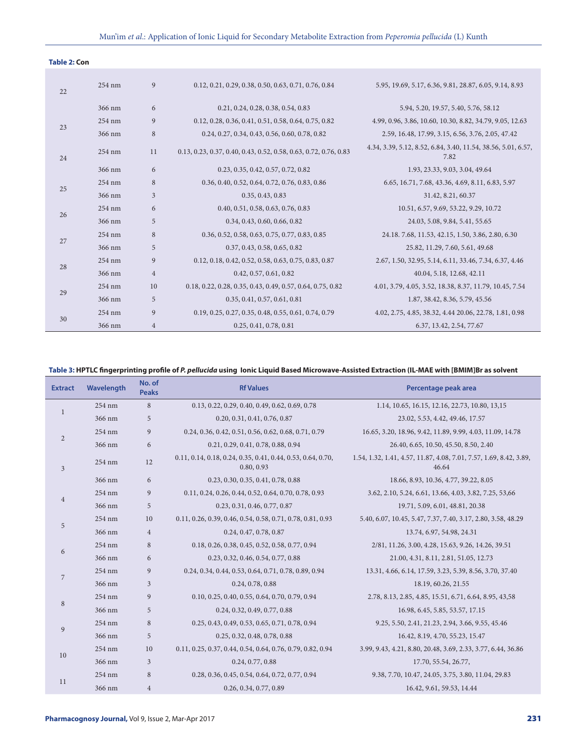**Table 2: Con**

| | | | | |
|---|---|---|---|---|
| 22 | 254 nm | 9 | 0.12, 0.21, 0.29, 0.38, 0.50, 0.63, 0.71, 0.76, 0.84 | 5.95, 19.69, 5.17, 6.36, 9.81, 28.87, 6.05, 9.14, 8.93 |
| | 366 nm | 6 | 0.21, 0.24, 0.28, 0.38, 0.54, 0.83 | 5.94, 5.20, 19.57, 5.40, 5.76, 58.12 |
| 23 | 254 nm | 9 | 0.12, 0.28, 0.36, 0.41, 0.51, 0.58, 0.64, 0.75, 0.82 | 4.99, 0.96, 3.86, 10.60, 10.30, 8.82, 34.79, 9.05, 12.63 |
| | 366 nm | 8 | 0.24, 0.27, 0.34, 0.43, 0.56, 0.60, 0.78, 0.82 | 2.59, 16.48, 17.99, 3.15, 6.56, 3.76, 2.05, 47.42 |
| 24 | 254 nm | 11 | 0.13, 0.23, 0.37, 0.40, 0.43, 0.52, 0.58, 0.63, 0.72, 0.76, 0.83 | 4.34, 3.39, 5.12, 8.52, 6.84, 3.40, 11.54, 38.56, 5.01, 6.57, 7.82 |
| | 366 nm | 6 | 0.23, 0.35, 0.42, 0.57, 0.72, 0.82 | 1.93, 23.33, 9.03, 3.04, 49.64 |
| 25 | 254 nm | 8 | 0.36, 0.40, 0.52, 0.64, 0.72, 0.76, 0.83, 0.86 | 6.65, 16.71, 7.68, 43.36, 4.69, 8.11, 6.83, 5.97 |
| | 366 nm | 3 | 0.35, 0.43, 0.83 | 31.42, 8.21, 60.37 |
| 26 | 254 nm | 6 | 0.40, 0.51, 0.58, 0.63, 0.76, 0.83 | 10.51, 6.57, 9.69, 53.22, 9.29, 10.72 |
| | 366 nm | 5 | 0.34, 0.43, 0.60, 0.66, 0.82 | 24.03, 5.08, 9.84, 5.41, 55.65 |
| 27 | 254 nm | 8 | 0.36, 0.52, 0.58, 0.63, 0.75, 0.77, 0.83, 0.85 | 24.18. 7.68, 11.53, 42.15, 1.50, 3.86, 2.80, 6.30 |
| | 366 nm | 5 | 0.37, 0.43, 0.58, 0.65, 0.82 | 25.82, 11.29, 7.60, 5.61, 49.68 |
| 28 | 254 nm | 9 | 0.12, 0.18, 0.42, 0.52, 0.58, 0.63, 0.75, 0.83, 0.87 | 2.67, 1.50, 32.95, 5.14, 6.11, 33.46, 7.34, 6.37, 4.46 |
| | 366 nm | 4 | 0.42, 0.57, 0.61, 0.82 | 40.04, 5.18, 12.68, 42.11 |
| 29 | 254 nm | 10 | 0.18, 0.22, 0.28, 0.35, 0.43, 0.49, 0.57, 0.64, 0.75, 0.82 | 4.01, 3.79, 4.05, 3.52, 18.38, 8.37, 11.79, 10.45, 7.54 |
| | 366 nm | 5 | 0.35, 0.41, 0.57, 0.61, 0.81 | 1.87, 38.42, 8.36, 5.79, 45.56 |
| 30 | 254 nm | 9 | 0.19, 0.25, 0.27, 0.35, 0.48, 0.55, 0.61, 0.74, 0.79 | 4.02, 2.75, 4.85, 38.32, 4.44 20.06, 22.78, 1.81, 0.98 |
| | 366 nm | 4 | 0.25, 0.41, 0.78, 0.81 | 6.37, 13.42, 2.54, 77.67 |

**Table 3: HPTLC fingerprinting profile of *P. pellucida* using Ionic Liquid Based Microwave-Assisted Extraction (IL-MAE with [BMIM]Br as solvent**

| Extract | Wavelength | No. of Peaks | Rf Values | Percentage peak area |
|---|---|---|---|---|
| 1 | 254 nm | 8 | 0.13, 0.22, 0.29, 0.40, 0.49, 0.62, 0.69, 0.78 | 1.14, 10.65, 16.15, 12.16, 22.73, 10.80, 13,15 |
| | 366 nm | 5 | 0.20, 0.31, 0.41, 0.76, 0.87 | 23.02, 5.53, 4.42, 49.46, 17.57 |
| 2 | 254 nm | 9 | 0.24, 0.36, 0.42, 0.51, 0.56, 0.62, 0.68, 0.71, 0.79 | 16.65, 3.20, 18.96, 9.42, 11.89, 9.99, 4.03, 11.09, 14.78 |
| | 366 nm | 6 | 0.21, 0.29, 0.41, 0.78, 0.88, 0.94 | 26.40, 6.65, 10.50, 45.50, 8.50, 2.40 |
| 3 | 254 nm | 12 | 0.11, 0.14, 0.18, 0.24, 0.35, 0.41, 0.44, 0.53, 0.64, 0.70, 0.80, 0.93 | 1.54, 1.32, 1.41, 4.57, 11.87, 4.08, 7.01, 7.57, 1.69, 8.42, 3.89, 46.64 |
| | 366 nm | 6 | 0.23, 0.30, 0.35, 0.41, 0.78, 0.88 | 18.66, 8.93, 10.36, 4.77, 39.22, 8.05 |
| 4 | 254 nm | 9 | 0.11, 0.24, 0.26, 0.44, 0.52, 0.64, 0.70, 0.78, 0.93 | 3.62, 2.10, 5.24, 6.61, 13.66, 4.03, 3.82, 7.25, 53,66 |
| | 366 nm | 5 | 0.23, 0.31, 0.46, 0.77, 0.87 | 19.71, 5.09, 6.01, 48.81, 20.38 |
| 5 | 254 nm | 10 | 0.11, 0.26, 0.39, 0.46, 0.54, 0.58, 0.71, 0.78, 0.81, 0.93 | 5.40, 6.07, 10.45, 5.47, 7.37, 7.40, 3.17, 2.80, 3.58, 48.29 |
| | 366 nm | 4 | 0.24, 0.47, 0.78, 0.87 | 13.74, 6.97, 54.98, 24.31 |
| 6 | 254 nm | 8 | 0.18, 0.26, 0.38, 0.45, 0.52, 0.58, 0.77, 0.94 | 2/81, 11.26, 3.00, 4.28, 15.63, 9.26, 14.26, 39.51 |
| | 366 nm | 6 | 0.23, 0.32, 0.46, 0.54, 0.77, 0.88 | 21.00, 4.31, 8.11, 2.81, 51.05, 12.73 |
| 7 | 254 nm | 9 | 0.24, 0.34, 0.44, 0.53, 0.64, 0.71, 0.78, 0.89, 0.94 | 13.31, 4.66, 6.14, 17.59, 3.23, 5.39, 8.56, 3.70, 37.40 |
| | 366 nm | 3 | 0.24, 0.78, 0.88 | 18.19, 60.26, 21.55 |
| 8 | 254 nm | 9 | 0.10, 0.25, 0.40, 0.55, 0.64, 0.70, 0.79, 0.94 | 2.78, 8.13, 2.85, 4.85, 15.51, 6.71, 6.64, 8.95, 43,58 |
| | 366 nm | 5 | 0.24, 0.32, 0.49, 0.77, 0.88 | 16.98, 6.45, 5.85, 53.57, 17.15 |
| 9 | 254 nm | 8 | 0.25, 0.43, 0.49, 0.53, 0.65, 0.71, 0.78, 0.94 | 9.25, 5.50, 2.41, 21.23, 2.94, 3.66, 9.55, 45.46 |
| | 366 nm | 5 | 0.25, 0.32, 0.48, 0.78, 0.88 | 16.42, 8.19, 4.70, 55.23, 15.47 |
| 10 | 254 nm | 10 | 0.11, 0.25, 0.37, 0.44, 0.54, 0.64, 0.76, 0.79, 0.82, 0.94 | 3.99, 9.43, 4.21, 8.80, 20.48, 3.69, 2.33, 3.77, 6.44, 36.86 |
| | 366 nm | 3 | 0.24, 0.77, 0.88 | 17.70, 55.54, 26.77, |
| 11 | 254 nm | 8 | 0.28, 0.36, 0.45, 0.54, 0.64, 0.72, 0.77, 0.94 | 9.38, 7.70, 10.47, 24.05, 3.75, 3.80, 11.04, 29.83 |
| | 366 nm | 4 | 0.26, 0.34, 0.77, 0.89 | 16.42, 9.61, 59.53, 14.44 |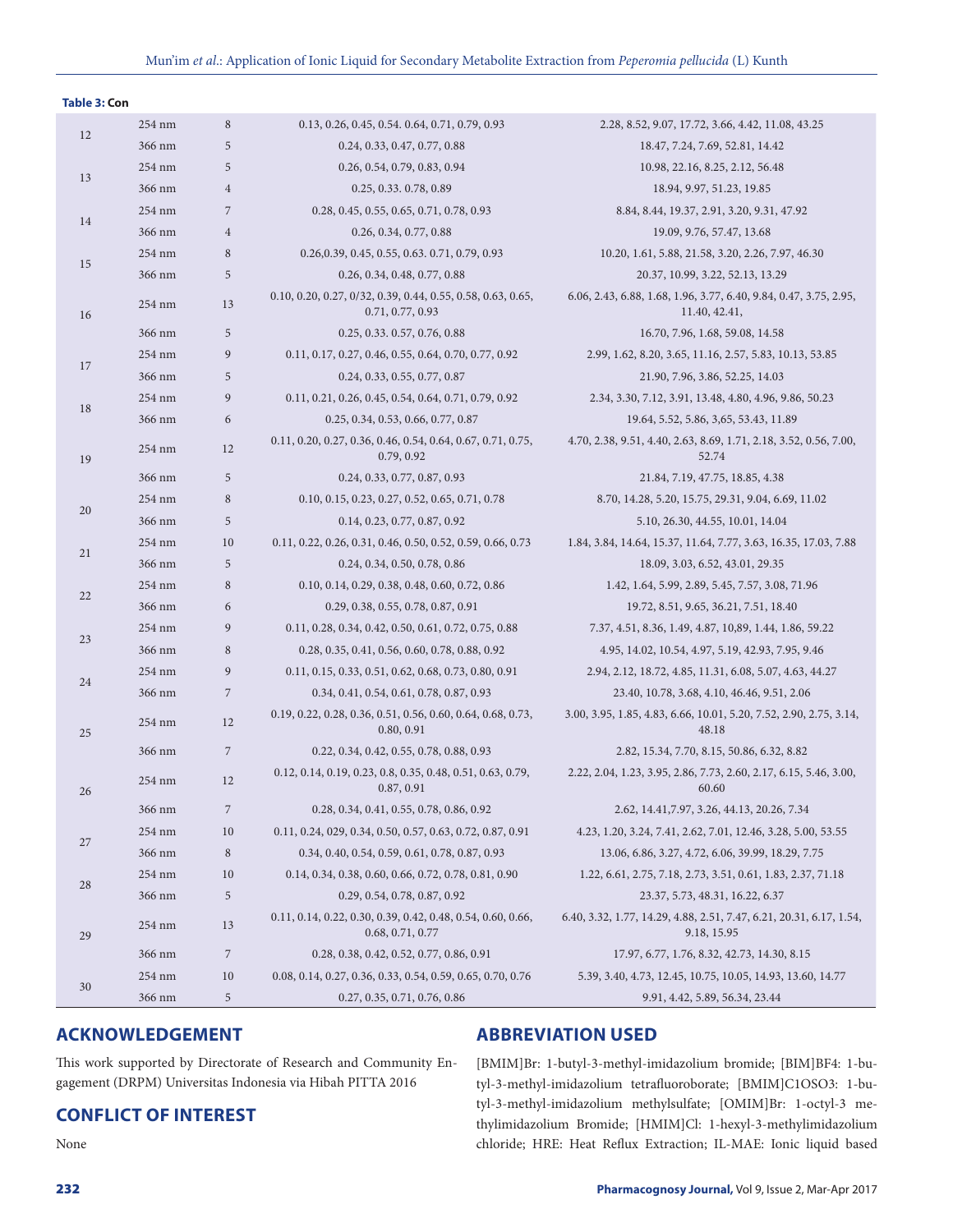**Table 3: Con**

| | | | | |
|---|---|---|---|---|
| 12 | 254 nm | 8 | 0.13, 0.26, 0.45, 0.54. 0.64, 0.71, 0.79, 0.93 | 2.28, 8.52, 9.07, 17.72, 3.66, 4.42, 11.08, 43.25 |
| | 366 nm | 5 | 0.24, 0.33, 0.47, 0.77, 0.88 | 18.47, 7.24, 7.69, 52.81, 14.42 |
| 13 | 254 nm | 5 | 0.26, 0.54, 0.79, 0.83, 0.94 | 10.98, 22.16, 8.25, 2.12, 56.48 |
| | 366 nm | 4 | 0.25, 0.33. 0.78, 0.89 | 18.94, 9.97, 51.23, 19.85 |
| 14 | 254 nm | 7 | 0.28, 0.45, 0.55, 0.65, 0.71, 0.78, 0.93 | 8.84, 8.44, 19.37, 2.91, 3.20, 9.31, 47.92 |
| | 366 nm | 4 | 0.26, 0.34, 0.77, 0.88 | 19.09, 9.76, 57.47, 13.68 |
| 15 | 254 nm | 8 | 0.26,0.39, 0.45, 0.55, 0.63. 0.71, 0.79, 0.93 | 10.20, 1.61, 5.88, 21.58, 3.20, 2.26, 7.97, 46.30 |
| | 366 nm | 5 | 0.26, 0.34, 0.48, 0.77, 0.88 | 20.37, 10.99, 3.22, 52.13, 13.29 |
| 16 | 254 nm | 13 | 0.10, 0.20, 0.27, 0/32, 0.39, 0.44, 0.55, 0.58, 0.63, 0.65, 0.71, 0.77, 0.93 | 6.06, 2.43, 6.88, 1.68, 1.96, 3.77, 6.40, 9.84, 0.47, 3.75, 2.95, 11.40, 42.41, |
| | 366 nm | 5 | 0.25, 0.33. 0.57, 0.76, 0.88 | 16.70, 7.96, 1.68, 59.08, 14.58 |
| 17 | 254 nm | 9 | 0.11, 0.17, 0.27, 0.46, 0.55, 0.64, 0.70, 0.77, 0.92 | 2.99, 1.62, 8.20, 3.65, 11.16, 2.57, 5.83, 10.13, 53.85 |
| | 366 nm | 5 | 0.24, 0.33, 0.55, 0.77, 0.87 | 21.90, 7.96, 3.86, 52.25, 14.03 |
| 18 | 254 nm | 9 | 0.11, 0.21, 0.26, 0.45, 0.54, 0.64, 0.71, 0.79, 0.92 | 2.34, 3.30, 7.12, 3.91, 13.48, 4.80, 4.96, 9.86, 50.23 |
| | 366 nm | 6 | 0.25, 0.34, 0.53, 0.66, 0.77, 0.87 | 19.64, 5.52, 5.86, 3,65, 53.43, 11.89 |
| 19 | 254 nm | 12 | 0.11, 0.20, 0.27, 0.36, 0.46, 0.54, 0.64, 0.67, 0.71, 0.75, 0.79, 0.92 | 4.70, 2.38, 9.51, 4.40, 2.63, 8.69, 1.71, 2.18, 3.52, 0.56, 7.00, 52.74 |
| | 366 nm | 5 | 0.24, 0.33, 0.77, 0.87, 0.93 | 21.84, 7.19, 47.75, 18.85, 4.38 |
| 20 | 254 nm | 8 | 0.10, 0.15, 0.23, 0.27, 0.52, 0.65, 0.71, 0.78 | 8.70, 14.28, 5.20, 15.75, 29.31, 9.04, 6.69, 11.02 |
| | 366 nm | 5 | 0.14, 0.23, 0.77, 0.87, 0.92 | 5.10, 26.30, 44.55, 10.01, 14.04 |
| 21 | 254 nm | 10 | 0.11, 0.22, 0.26, 0.31, 0.46, 0.50, 0.52, 0.59, 0.66, 0.73 | 1.84, 3.84, 14.64, 15.37, 11.64, 7.77, 3.63, 16.35, 17.03, 7.88 |
| | 366 nm | 5 | 0.24, 0.34, 0.50, 0.78, 0.86 | 18.09, 3.03, 6.52, 43.01, 29.35 |
| 22 | 254 nm | 8 | 0.10, 0.14, 0.29, 0.38, 0.48, 0.60, 0.72, 0.86 | 1.42, 1.64, 5.99, 2.89, 5.45, 7.57, 3.08, 71.96 |
| | 366 nm | 6 | 0.29, 0.38, 0.55, 0.78, 0.87, 0.91 | 19.72, 8.51, 9.65, 36.21, 7.51, 18.40 |
| 23 | 254 nm | 9 | 0.11, 0.28, 0.34, 0.42, 0.50, 0.61, 0.72, 0.75, 0.88 | 7.37, 4.51, 8.36, 1.49, 4.87, 10,89, 1.44, 1.86, 59.22 |
| | 366 nm | 8 | 0.28, 0.35, 0.41, 0.56, 0.60, 0.78, 0.88, 0.92 | 4.95, 14.02, 10.54, 4.97, 5.19, 42.93, 7.95, 9.46 |
| 24 | 254 nm | 9 | 0.11, 0.15, 0.33, 0.51, 0.62, 0.68, 0.73, 0.80, 0.91 | 2.94, 2.12, 18.72, 4.85, 11.31, 6.08, 5.07, 4.63, 44.27 |
| | 366 nm | 7 | 0.34, 0.41, 0.54, 0.61, 0.78, 0.87, 0.93 | 23.40, 10.78, 3.68, 4.10, 46.46, 9.51, 2.06 |
| 25 | 254 nm | 12 | 0.19, 0.22, 0.28, 0.36, 0.51, 0.56, 0.60, 0.64, 0.68, 0.73, 0.80, 0.91 | 3.00, 3.95, 1.85, 4.83, 6.66, 10.01, 5.20, 7.52, 2.90, 2.75, 3.14, 48.18 |
| | 366 nm | 7 | 0.22, 0.34, 0.42, 0.55, 0.78, 0.88, 0.93 | 2.82, 15.34, 7.70, 8.15, 50.86, 6.32, 8.82 |
| 26 | 254 nm | 12 | 0.12, 0.14, 0.19, 0.23, 0.8, 0.35, 0.48, 0.51, 0.63, 0.79, 0.87, 0.91 | 2.22, 2.04, 1.23, 3.95, 2.86, 7.73, 2.60, 2.17, 6.15, 5.46, 3.00, 60.60 |
| | 366 nm | 7 | 0.28, 0.34, 0.41, 0.55, 0.78, 0.86, 0.92 | 2.62, 14.41,7.97, 3.26, 44.13, 20.26, 7.34 |
| 27 | 254 nm | 10 | 0.11, 0.24, 029, 0.34, 0.50, 0.57, 0.63, 0.72, 0.87, 0.91 | 4.23, 1.20, 3.24, 7.41, 2.62, 7.01, 12.46, 3.28, 5.00, 53.55 |
| | 366 nm | 8 | 0.34, 0.40, 0.54, 0.59, 0.61, 0.78, 0.87, 0.93 | 13.06, 6.86, 3.27, 4.72, 6.06, 39.99, 18.29, 7.75 |
| 28 | 254 nm | 10 | 0.14, 0.34, 0.38, 0.60, 0.66, 0.72, 0.78, 0.81, 0.90 | 1.22, 6.61, 2.75, 7.18, 2.73, 3.51, 0.61, 1.83, 2.37, 71.18 |
| | 366 nm | 5 | 0.29, 0.54, 0.78, 0.87, 0.92 | 23.37, 5.73, 48.31, 16.22, 6.37 |
| 29 | 254 nm | 13 | 0.11, 0.14, 0.22, 0.30, 0.39, 0.42, 0.48, 0.54, 0.60, 0.66, 0.68, 0.71, 0.77 | 6.40, 3.32, 1.77, 14.29, 4.88, 2.51, 7.47, 6.21, 20.31, 6.17, 1.54, 9.18, 15.95 |
| | 366 nm | 7 | 0.28, 0.38, 0.42, 0.52, 0.77, 0.86, 0.91 | 17.97, 6.77, 1.76, 8.32, 42.73, 14.30, 8.15 |
| 30 | 254 nm | 10 | 0.08, 0.14, 0.27, 0.36, 0.33, 0.54, 0.59, 0.65, 0.70, 0.76 | 5.39, 3.40, 4.73, 12.45, 10.75, 10.05, 14.93, 13.60, 14.77 |
| | 366 nm | 5 | 0.27, 0.35, 0.71, 0.76, 0.86 | 9.91, 4.42, 5.89, 56.34, 23.44 |

## ACKNOWLEDGEMENT

This work supported by Directorate of Research and Community Engagement (DRPM) Universitas Indonesia via Hibah PITTA 2016

## CONFLICT OF INTEREST

None

## ABBREVIATION USED

[BMIM]Br: 1-butyl-3-methyl-imidazolium bromide; [BIM]BF4: 1-butyl-3-methyl-imidazolium tetrafluoroborate; [BMIM]C1OSO3: 1-butyl-3-methyl-imidazolium methylsulfate; [OMIM]Br: 1-octyl-3 methylimidazolium Bromide; [HMIM]Cl: 1-hexyl-3-methylimidazolium chloride; HRE: Heat Reflux Extraction; IL-MAE: Ionic liquid based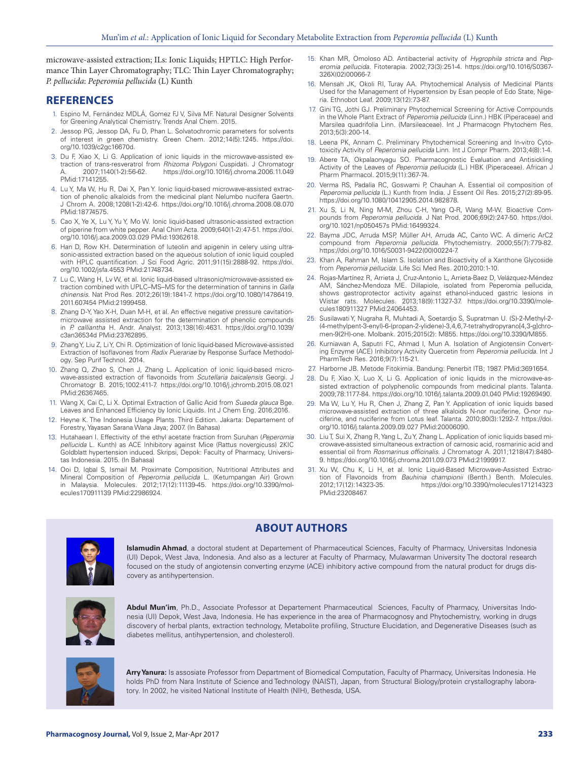microwave-assisted extraction; ILs: Ionic Liquids; HPTLC: High Performance Thin Layer Chromatography; TLC: Thin Layer Chromatography; *P. pellucida*: *Peperomia pellucida* (L) Kunth

## REFERENCES

1. Espino M, Fernández MDLÁ, Gomez FJ V, Silva MF. Natural Designer Solvents for Greening Analytical Chemistry. Trends Anal Chem. 2015.
2. Jessop PG, Jessop DA, Fu D, Phan L. Solvatochromic parameters for solvents of interest in green chemistry. Green Chem. 2012;14(5):1245. https://doi.org/10.1039/c2gc16670d.
3. Du F, Xiao X, Li G. Application of ionic liquids in the microwave-assisted extraction of trans-resveratrol from *Rhizoma Polygoni* Cuspidati. J Chromatogr A. 2007;1140(1-2):56-62. https://doi.org/10.1016/j.chroma.2006.11.049 PMid:17141255.
4. Lu Y, Ma W, Hu R, Dai X, Pan Y. Ionic liquid-based microwave-assisted extraction of phenolic alkaloids from the medicinal plant Nelumbo nucifera Gaertn. J Chrom A. 2008;1208(1-2):42-6. https://doi.org/10.1016/j.chroma.2008.08.070 PMid:18774575.
5. Cao X, Ye X, Lu Y, Yu Y, Mo W. Ionic liquid-based ultrasonic-assisted extraction of piperine from white pepper. Anal Chim Acta. 2009;640(1-2):47-51. https://doi.org/10.1016/j.aca.2009.03.029 PMid:19362618.
6. Han D, Row KH. Determination of luteolin and apigenin in celery using ultrasonic-assisted extraction based on the aqueous solution of ionic liquid coupled with HPLC quantification. J Sci Food Agric. 2011;91(15):2888-92. https://doi.org/10.1002/jsfa.4553 PMid:21748734.
7. Lu C, Wang H, Lv W, et al. Ionic liquid-based ultrasonic/microwave-assisted extraction combined with UPLC–MS–MS for the determination of tannins in *Galla chinensis*. Nat Prod Res. 2012;26(19):1841-7. https://doi.org/10.1080/14786419.2011.607454 PMid:21999458.
8. Zhang D-Y, Yao X-H, Duan M-H, et al. An effective negative pressure cavitation-microwave assisted extraction for the determination of phenolic compounds in *P. calliantha* H. Andr. Analyst. 2013;138(16):4631. https://doi.org/10.1039/c3an36534d PMid:23762895.
9. Zhang Y, Liu Z, Li Y, Chi R. Optimization of Ionic liquid-based Microwave-assisted Extraction of Isoflavones from *Radix Puerariae* by Response Surface Methodology. Sep Purif Technol. 2014.
10. Zhang Q, Zhao S, Chen J, Zhang L. Application of ionic liquid-based microwave-assisted extraction of flavonoids from *Scutellaria baicalensis* Georgi. J Chromatogr B. 2015;1002:411-7. https://doi.org/10.1016/j.jchromb.2015.08.021 PMid:26367465.
11. Wang X, Cai C, Li X. Optimal Extraction of Gallic Acid from *Suaeda glauca* Bge. Leaves and Enhanced Efficiency by Ionic Liquids. Int J Chem Eng. 2016;2016.
12. Heyne K. The Indonesia Usage Plants. Third Edition. Jakarta: Departement of Forestry, Yayasan Sarana Wana Jaya; 2007. (In Bahasa)
13. Hutahaean I. Effectivity of the ethyl acetate fraction from Suruhan (*Peperomia pellucida* L. Kunth) as ACE Inhibitory against Mice (Rattus novergicuss) 2KIC Goldblatt hypertension induced. Skripsi, Depok: Faculty of Pharmacy, Universitas Indonesia. 2015. (In Bahasa)
14. Ooi D, Iqbal S, Ismail M. Proximate Composition, Nutritional Attributes and Mineral Composition of *Peperomia pellucida* L. (Ketumpangan Air) Grown in Malaysia. Molecules. 2012;17(12):11139-45. https://doi.org/10.3390/molecules170911139 PMid:22986924.
15. Khan MR, Omoloso AD. Antibacterial activity of *Hygrophila stricta* and *Peperomia pellucida*. Fitoterapia. 2002;73(3):251-4. https://doi.org/10.1016/S0367-326X(02)00066-7.
16. Mensah JK, Okoli RI, Turay AA. Phytochemical Analysis of Medicinal Plants Used for the Management of Hypertension by Esan people of Edo State, Nigeria. Ethnobot Leaf. 2009;13(12):73-87.
17. Gini TG, Jothi GJ. Preliminary Phytochemical Screening for Active Compounds in the Whole Plant Extract of *Peperomia pellucida* (Linn.) HBK (Piperaceae) and Marsilea quadrifolia Linn. (Marsileaceae). Int J Pharmacogn Phytochem Res. 2013;5(3):200-14.
18. Leena PK, Annam C. Preliminary Phytochemical Screening and In-vitro Cytotoxicity Activity of *Peperomia pellucida* Linn. Int J Compr Pharm. 2013;4(8):1-4.
19. Abere TA, Okpalaonyagu SO. Pharmacognostic Evaluation and Antisickling Activity of the Leaves of *Peperomia pellucida* (L.) HBK (Piperaceae). African J Pharm Pharmacol. 2015;9(11):367-74.
20. Verma RS, Padalia RC, Goswami P, Chauhan A. Essential oil composition of *Peperomia pellucida* (L.) Kunth from India. J Essent Oil Res. 2015;27(2):89-95. https://doi.org/10.1080/10412905.2014.982878.
21. Xu S, Li N, Ning M-M, Zhou C-H, Yang Q-R, Wang M-W. Bioactive Compounds from *Peperomia pellucida*. J Nat Prod. 2006;69(2):247-50. https://doi.org/10.1021/np050457s PMid:16499324.
22. Bayma JDC, Arruda MSP, Müller AH, Arruda AC, Canto WC. A dimeric ArC2 compound from *Peperomia pellucida*. Phytochemistry. 2000;55(7):779-82. https://doi.org/10.1016/S0031-9422(00)00224-7.
23. Khan A, Rahman M, Islam S. Isolation and Bioactivity of a Xanthone Glycoside from *Peperomia pellucida*. Life Sci Med Res. 2010;2010:1-10.
24. Rojas-Martínez R, Arrieta J, Cruz-Antonio L, Arrieta-Baez D, Velázquez-Méndez AM, Sánchez-Mendoza ME. Dillapiole, isolated from Peperomia pellucida, shows gastroprotector activity against ethanol-induced gastric lesions in Wistar rats. Molecules. 2013;18(9):11327-37. https://doi.org/10.3390/molecules180911327 PMid:24064453.
25. Susilawati Y, Nugraha R, Muhtadi A, Soetardjo S, Supratman U. (S)-2-Methyl-2-(4-methylpent-3-enyl)-6-(propan-2-ylidene)-3,4,6,7-tetrahydropyrano[4,3-g]chromen-9(2H)-one. Molbank. 2015;2015(2): M855. https://doi.org/10.3390/M855.
26. Kurniawan A, Saputri FC, Ahmad I, Mun A. Isolation of Angiotensin Converting Enzyme (ACE) Inhibitory Activity Quercetin from *Peperomia pellucida*. Int J PharmTech Res. 2016;9(7):115-21.
27. Harborne JB. Metode Fitokimia. Bandung: Penerbit ITB; 1987. PMid:3691654.
28. Du F, Xiao X, Luo X, Li G. Application of ionic liquids in the microwave-assisted extraction of polyphenolic compounds from medicinal plants. Talanta. 2009;78:1177-84. https://doi.org/10.1016/j.talanta.2009.01.040 PMid:19269490.
29. Ma W, Lu Y, Hu R, Chen J, Zhang Z, Pan Y. Application of ionic liquids based microwave-assisted extraction of three alkaloids N-nor nuciferine, O-nor nuciferine, and nuciferine from Lotus leaf. Talanta. 2010;80(3):1292-7. https://doi.org/10.1016/j.talanta.2009.09.027 PMid:20006090.
30. Liu T, Sui X, Zhang R, Yang L, Zu Y, Zhang L. Application of ionic liquids based microwave-assisted simultaneous extraction of carnosic acid, rosmarinic acid and essential oil from *Rosmarinus officinalis*. J Chromatogr A. 2011;1218(47):8480-9. https://doi.org/10.1016/j.chroma.2011.09.073 PMid:21999917.
31. Xu W, Chu K, Li H, et al. Ionic Liquid-Based Microwave-Assisted Extraction of Flavonoids from *Bauhinia championii* (Benth.) Benth. Molecules. 2012;17(12):14323-35. https://doi.org/10.3390/molecules171214323 PMid:23208467.

## ABOUT AUTHORS

**Islamudin Ahmad**, a doctoral student at Departement of Pharmaceutical Sciences, Faculty of Pharmacy, Universitas Indonesia (UI) Depok, West Java, Indonesia. And also as a lecturer at Faculty of Pharmacy, Mulawarman University The doctoral research focused on the study of angiotensin converting enzyme (ACE) inhibitory active compound from the natural product for drugs discovery as antihypertension.

**Abdul Mun'im**, Ph.D., Associate Professor at Departement Pharmaceutical Sciences, Faculty of Pharmacy, Universitas Indonesia (UI) Depok, West Java, Indonesia. He has experience in the area of Pharmacognosy and Phytochemistry, working in drugs discovery of herbal plants, extraction technology, Metabolite profiling, Structure Elucidation, and Degenerative Diseases (such as diabetes mellitus, antihypertension, and cholesterol).

**Arry Yanura:** Is assosiate Professor from Department of Biomedical Computation, Faculty of Pharmacy, Universitas Indonesia. He holds PhD from Nara Institute of Science and Technology (NAIST), Japan, from Structural Biology/protein crystallography laboratory. In 2002, he visited National Institute of Health (NIH), Bethesda, USA.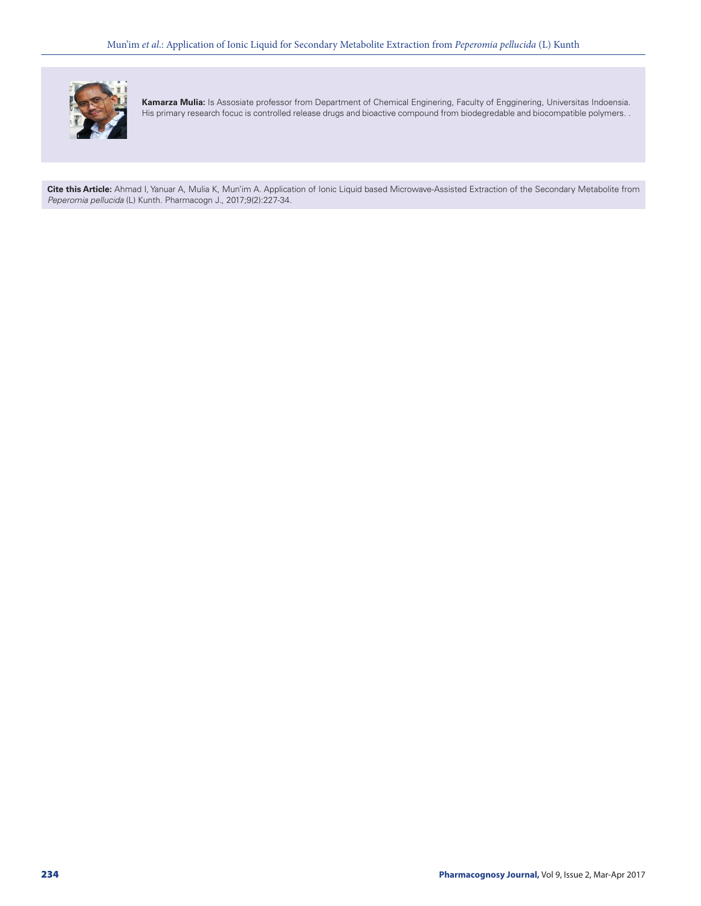**Kamarza Mulia:** Is Assosiate professor from Department of Chemical Enginering, Faculty of Engginering, Universitas Indoensia. His primary research focuc is controlled release drugs and bioactive compound from biodegredable and biocompatible polymers. .

**Cite this Article:** Ahmad I, Yanuar A, Mulia K, Mun'im A. Application of Ionic Liquid based Microwave-Assisted Extraction of the Secondary Metabolite from *Peperomia pellucida* (L) Kunth. Pharmacogn J., 2017;9(2):227-34.